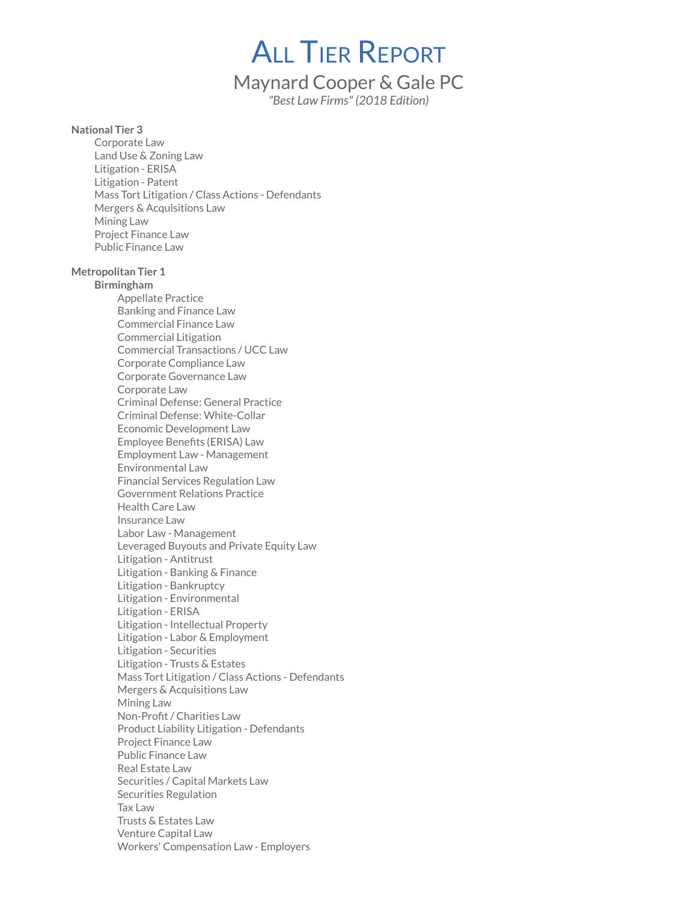# All Tier Report

## Maynard Cooper & Gale PC

*"Best Law Firms" (2018 Edition)*

**National Tier 3**

- Corporate Law
- Land Use & Zoning Law
- Litigation - ERISA
- Litigation - Patent
- Mass Tort Litigation / Class Actions - Defendants
- Mergers & Acquisitions Law
- Mining Law
- Project Finance Law
- Public Finance Law

**Metropolitan Tier 1**

- **Birmingham**
  - Appellate Practice
  - Banking and Finance Law
  - Commercial Finance Law
  - Commercial Litigation
  - Commercial Transactions / UCC Law
  - Corporate Compliance Law
  - Corporate Governance Law
  - Corporate Law
  - Criminal Defense: General Practice
  - Criminal Defense: White-Collar
  - Economic Development Law
  - Employee Benefits (ERISA) Law
  - Employment Law - Management
  - Environmental Law
  - Financial Services Regulation Law
  - Government Relations Practice
  - Health Care Law
  - Insurance Law
  - Labor Law - Management
  - Leveraged Buyouts and Private Equity Law
  - Litigation - Antitrust
  - Litigation - Banking & Finance
  - Litigation - Bankruptcy
  - Litigation - Environmental
  - Litigation - ERISA
  - Litigation - Intellectual Property
  - Litigation - Labor & Employment
  - Litigation - Securities
  - Litigation - Trusts & Estates
  - Mass Tort Litigation / Class Actions - Defendants
  - Mergers & Acquisitions Law
  - Mining Law
  - Non-Profit / Charities Law
  - Product Liability Litigation - Defendants
  - Project Finance Law
  - Public Finance Law
  - Real Estate Law
  - Securities / Capital Markets Law
  - Securities Regulation
  - Tax Law
  - Trusts & Estates Law
  - Venture Capital Law
  - Workers' Compensation Law - Employers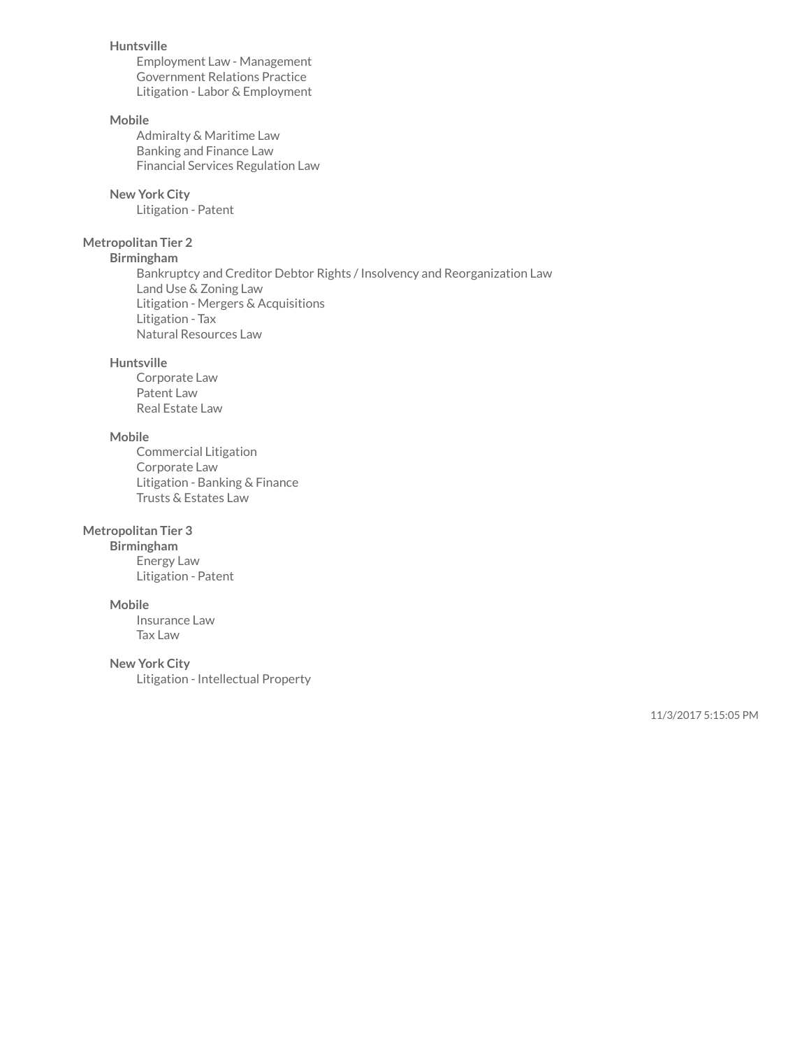**Huntsville**

- Employment Law - Management
- Government Relations Practice
- Litigation - Labor & Employment

**Mobile**

- Admiralty & Maritime Law
- Banking and Finance Law
- Financial Services Regulation Law

**New York City**

- Litigation - Patent

## Metropolitan Tier 2

**Birmingham**

- Bankruptcy and Creditor Debtor Rights / Insolvency and Reorganization Law
- Land Use & Zoning Law
- Litigation - Mergers & Acquisitions
- Litigation - Tax
- Natural Resources Law

**Huntsville**

- Corporate Law
- Patent Law
- Real Estate Law

**Mobile**

- Commercial Litigation
- Corporate Law
- Litigation - Banking & Finance
- Trusts & Estates Law

## Metropolitan Tier 3

**Birmingham**

- Energy Law
- Litigation - Patent

**Mobile**

- Insurance Law
- Tax Law

**New York City**

- Litigation - Intellectual Property

11/3/2017 5:15:05 PM